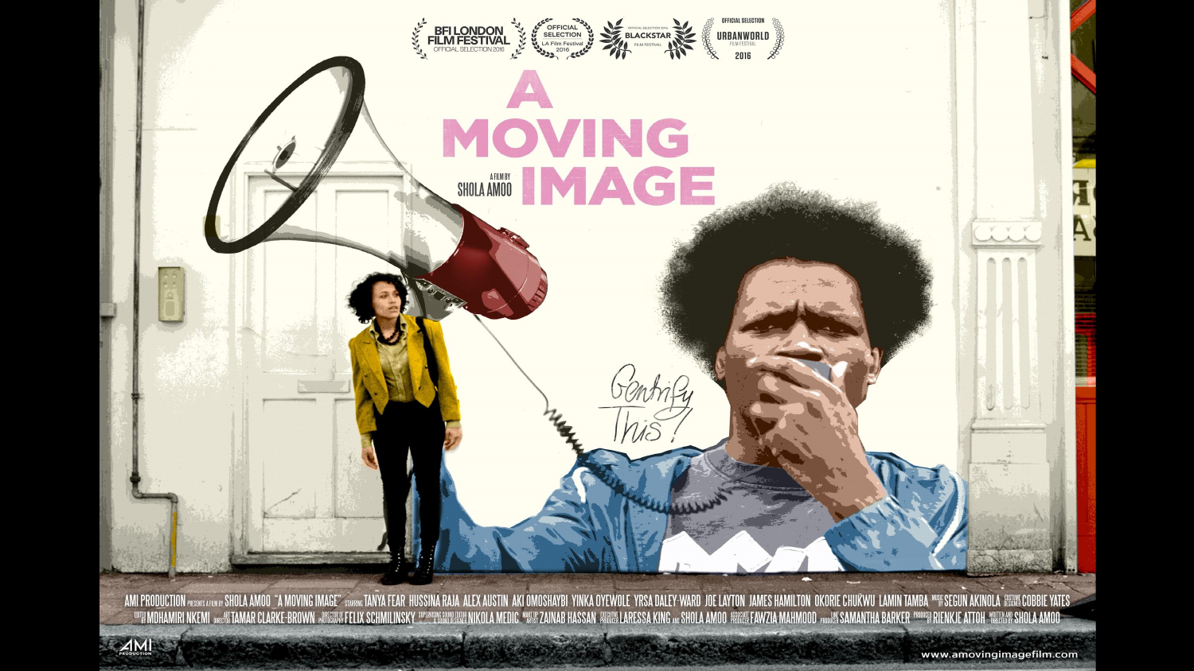BFI LONDON FILM FESTIVAL
OFFICIAL SELECTION 2016

OFFICIAL SELECTION
LA Film Festival
2016

OFFICIAL SELECTION 2016
BLACKSTAR
FILM FESTIVAL

OFFICIAL SELECTION
URBANWORLD
FILM FESTIVAL
2016

# A MOVING IMAGE

A FILM BY
SHOLA AMOO

Gentrify This!

AMI PRODUCTION PRESENTS A FILM BY SHOLA AMOO "A MOVING IMAGE" STARRING TANYA FEAR HUSSINA RAJA ALEX AUSTIN AKI OMOSHAYBI YINKA OYEWOLE YRSA DALEY-WARD JOE LAYTON JAMES HAMILTON OKORIE CHUKWU LAMIN TAMBA MUSIC BY SEGUN AKINOLA COSTUME DESIGNER COBBIE YATES EDITED BY MDHAMIRI NKEMI ART DIRECTOR TAMAR CLARKE-BROWN DIRECTOR OF PHOTOGRAPHY FELIX SCHMILINSKY SUPERVISING SOUND EDITOR & SOUND DESIGNER NIKOLA MEDIC MAKE-UP ARTIST ZAINAB HASSAN EXECUTIVE PRODUCER LARESSA KING AND SHOLA AMOO ASSOCIATE PRODUCER FAWZIA MAHMOOD LINE PRODUCER SAMANTHA BARKER PRODUCED BY RIENKJE ATTOH WRITTEN AND DIRECTED BY SHOLA AMOO

AMI PRODUCTION

www.amovingimagefilm.com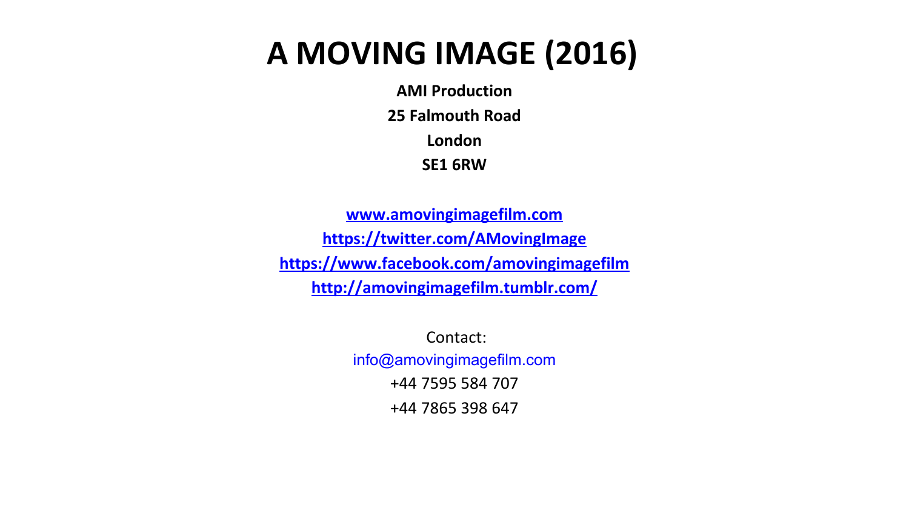# A MOVING IMAGE (2016)

**AMI Production**

**25 Falmouth Road**

**London**

**SE1 6RW**

**[www.amovingimagefilm.com](www.amovingimagefilm.com)**

**[https://twitter.com/AMovingImage](https://twitter.com/AMovingImage)**

**[https://www.facebook.com/amovingimagefilm](https://www.facebook.com/amovingimagefilm)**

**[http://amovingimagefilm.tumblr.com/](http://amovingimagefilm.tumblr.com/)**

Contact:

info@amovingimagefilm.com

+44 7595 584 707

+44 7865 398 647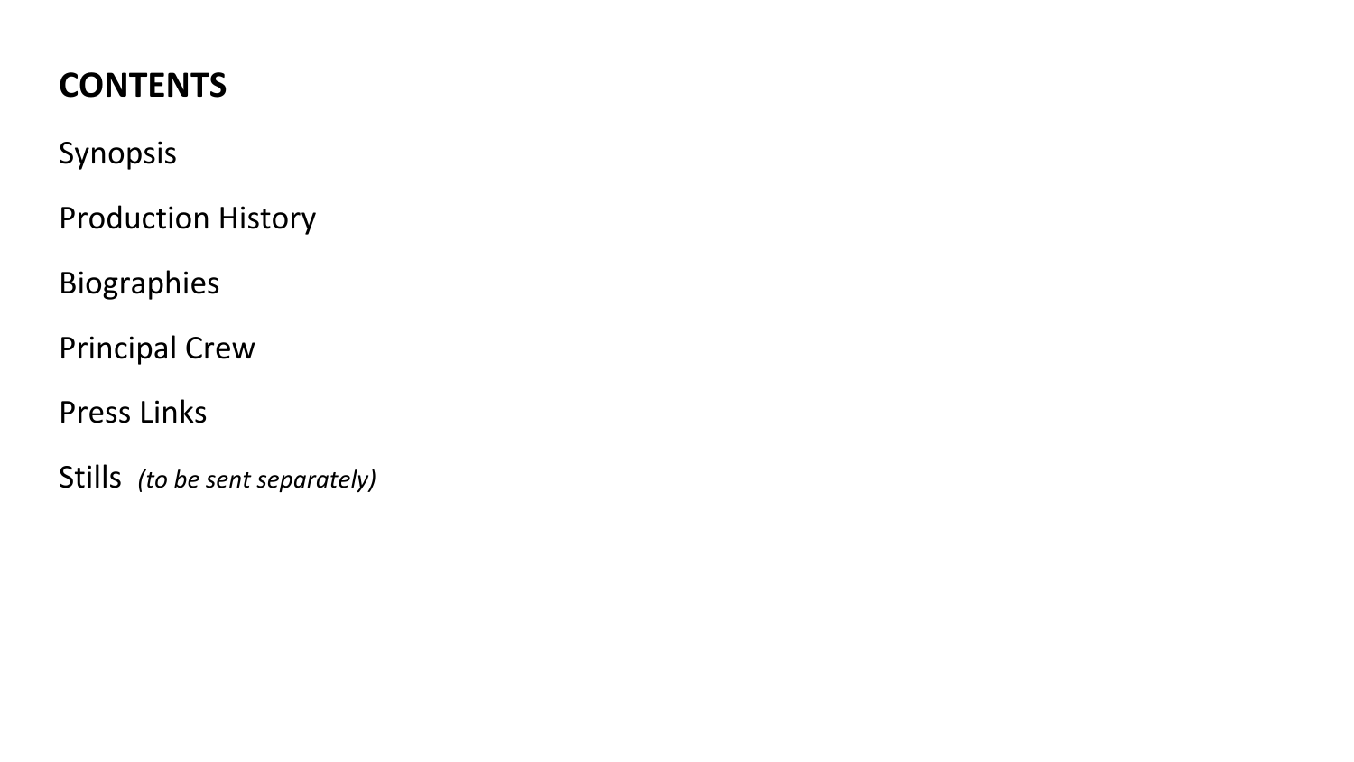## CONTENTS

Synopsis

Production History

Biographies

Principal Crew

Press Links

Stills *(to be sent separately)*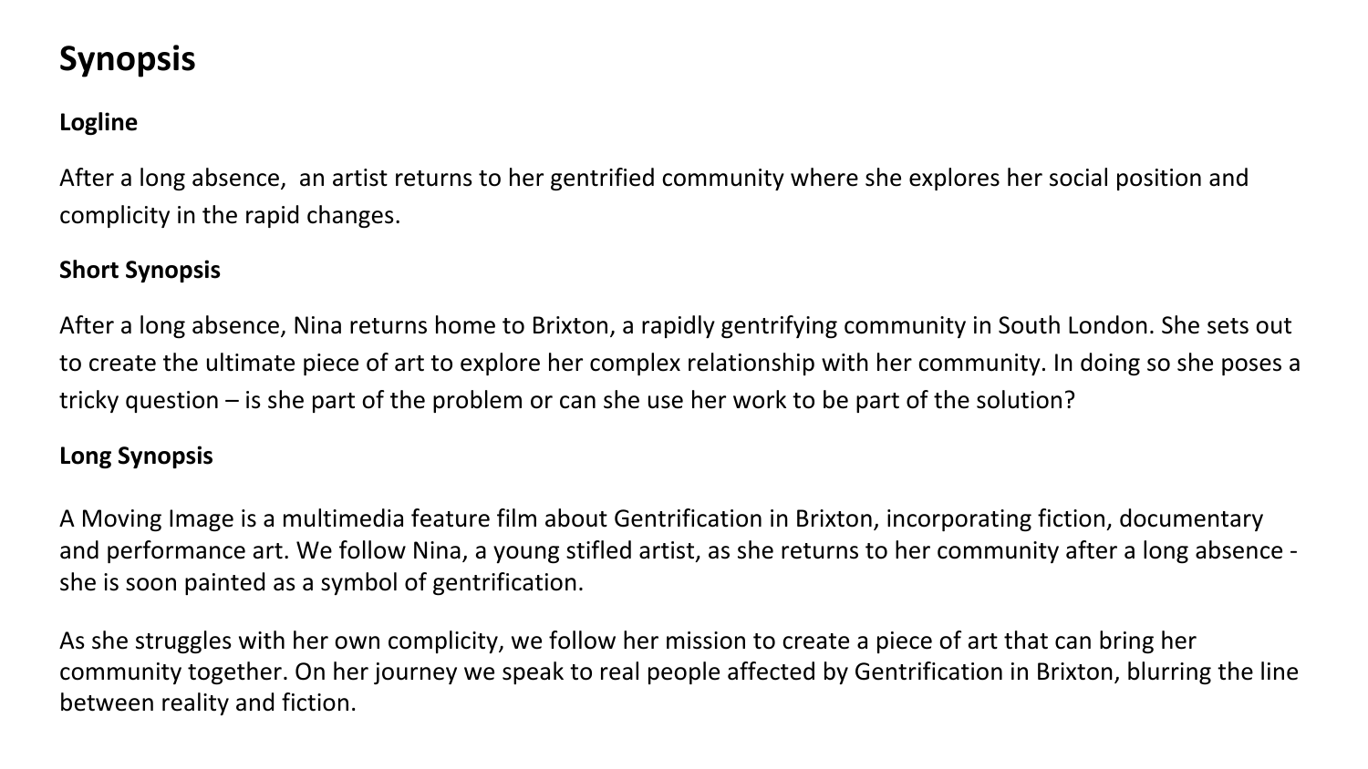# Synopsis

### Logline

After a long absence,  an artist returns to her gentrified community where she explores her social position and complicity in the rapid changes.

### Short Synopsis

After a long absence, Nina returns home to Brixton, a rapidly gentrifying community in South London. She sets out to create the ultimate piece of art to explore her complex relationship with her community. In doing so she poses a tricky question – is she part of the problem or can she use her work to be part of the solution?

### Long Synopsis

A Moving Image is a multimedia feature film about Gentrification in Brixton, incorporating fiction, documentary and performance art. We follow Nina, a young stifled artist, as she returns to her community after a long absence - she is soon painted as a symbol of gentrification.

As she struggles with her own complicity, we follow her mission to create a piece of art that can bring her community together. On her journey we speak to real people affected by Gentrification in Brixton, blurring the line between reality and fiction.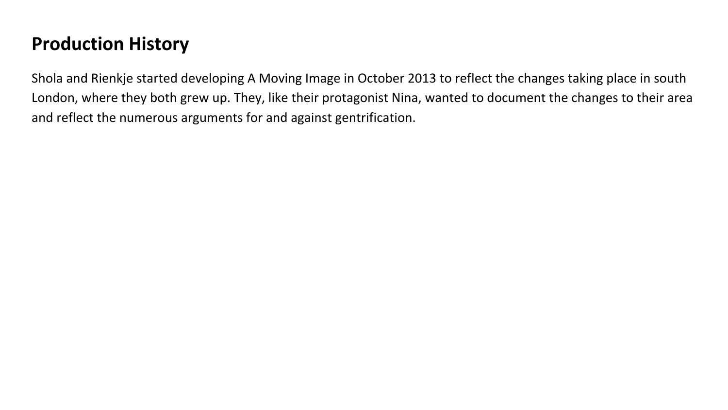## Production History

Shola and Rienkje started developing A Moving Image in October 2013 to reflect the changes taking place in south London, where they both grew up. They, like their protagonist Nina, wanted to document the changes to their area and reflect the numerous arguments for and against gentrification.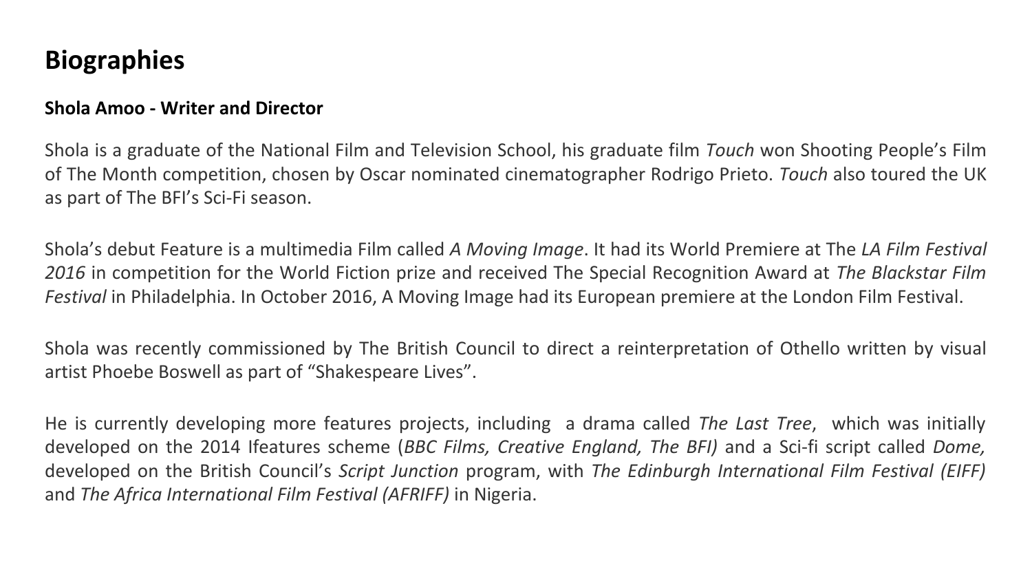# Biographies

**Shola Amoo - Writer and Director**

Shola is a graduate of the National Film and Television School, his graduate film *Touch* won Shooting People's Film of The Month competition, chosen by Oscar nominated cinematographer Rodrigo Prieto. *Touch* also toured the UK as part of The BFI's Sci-Fi season.

Shola's debut Feature is a multimedia Film called *A Moving Image*. It had its World Premiere at The *LA Film Festival 2016* in competition for the World Fiction prize and received The Special Recognition Award at *The Blackstar Film Festival* in Philadelphia. In October 2016, A Moving Image had its European premiere at the London Film Festival.

Shola was recently commissioned by The British Council to direct a reinterpretation of Othello written by visual artist Phoebe Boswell as part of "Shakespeare Lives".

He is currently developing more features projects, including a drama called *The Last Tree*, which was initially developed on the 2014 Ifeatures scheme (*BBC Films, Creative England, The BFI)* and a Sci-fi script called *Dome,* developed on the British Council's *Script Junction* program, with *The Edinburgh International Film Festival (EIFF)* and *The Africa International Film Festival (AFRIFF)* in Nigeria.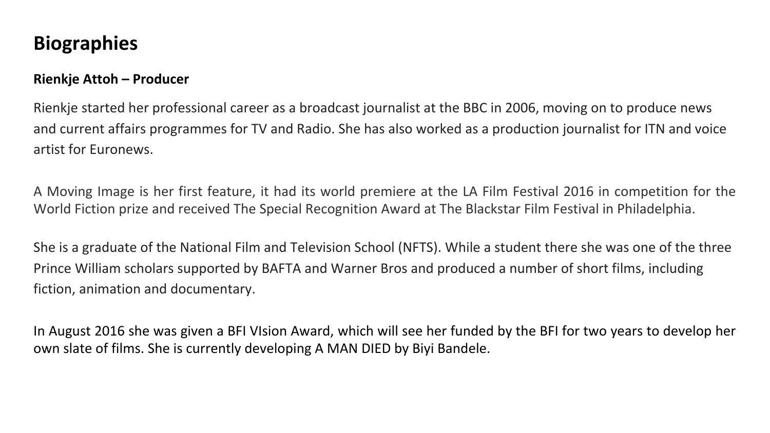# Biographies

**Rienkje Attoh – Producer**

Rienkje started her professional career as a broadcast journalist at the BBC in 2006, moving on to produce news and current affairs programmes for TV and Radio. She has also worked as a production journalist for ITN and voice artist for Euronews.

A Moving Image is her first feature, it had its world premiere at the LA Film Festival 2016 in competition for the World Fiction prize and received The Special Recognition Award at The Blackstar Film Festival in Philadelphia.

She is a graduate of the National Film and Television School (NFTS). While a student there she was one of the three Prince William scholars supported by BAFTA and Warner Bros and produced a number of short films, including fiction, animation and documentary.

In August 2016 she was given a BFI VIsion Award, which will see her funded by the BFI for two years to develop her own slate of films. She is currently developing A MAN DIED by Biyi Bandele.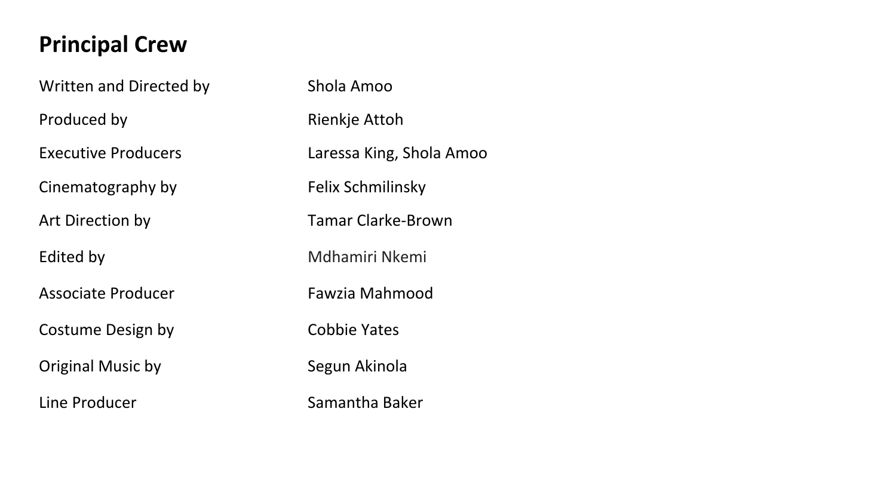## Principal Crew

| | |
|---|---|
| Written and Directed by | Shola Amoo |
| Produced by | Rienkje Attoh |
| Executive Producers | Laressa King, Shola Amoo |
| Cinematography by | Felix Schmilinsky |
| Art Direction by | Tamar Clarke-Brown |
| Edited by | Mdhamiri Nkemi |
| Associate Producer | Fawzia Mahmood |
| Costume Design by | Cobbie Yates |
| Original Music by | Segun Akinola |
| Line Producer | Samantha Baker |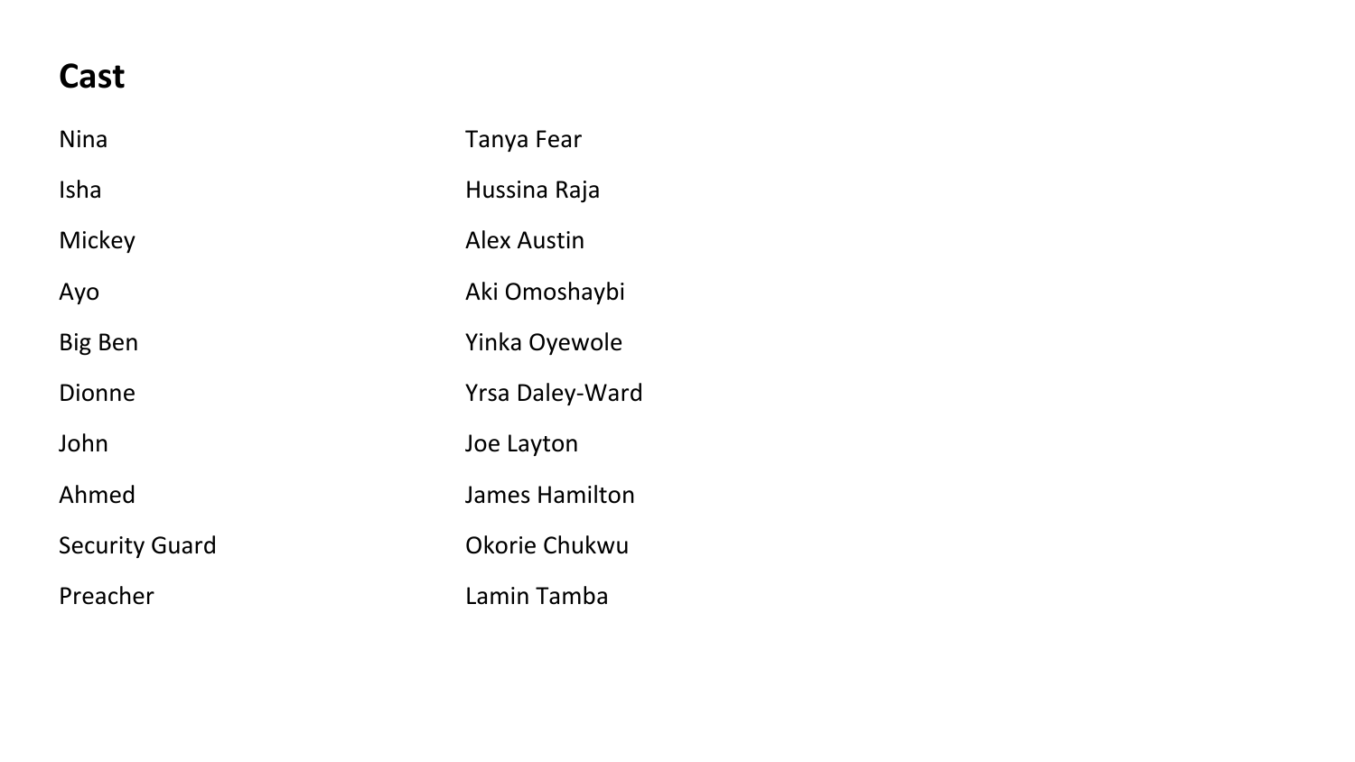# Cast

| | |
|---|---|
| Nina | Tanya Fear |
| Isha | Hussina Raja |
| Mickey | Alex Austin |
| Ayo | Aki Omoshaybi |
| Big Ben | Yinka Oyewole |
| Dionne | Yrsa Daley-Ward |
| John | Joe Layton |
| Ahmed | James Hamilton |
| Security Guard | Okorie Chukwu |
| Preacher | Lamin Tamba |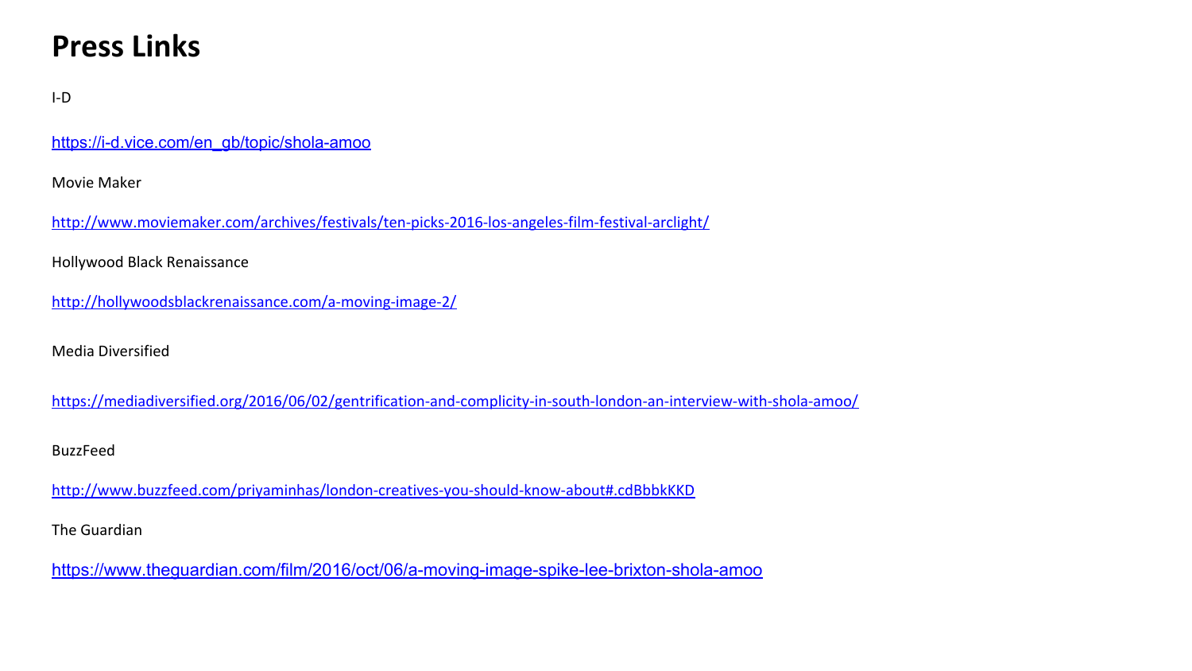# Press Links

I-D

https://i-d.vice.com/en_gb/topic/shola-amoo

Movie Maker

http://www.moviemaker.com/archives/festivals/ten-picks-2016-los-angeles-film-festival-arclight/

Hollywood Black Renaissance

http://hollywoodsblackrenaissance.com/a-moving-image-2/

Media Diversified

https://mediadiversified.org/2016/06/02/gentrification-and-complicity-in-south-london-an-interview-with-shola-amoo/

BuzzFeed

http://www.buzzfeed.com/priyaminhas/london-creatives-you-should-know-about#.cdBbbkKKD

The Guardian

https://www.theguardian.com/film/2016/oct/06/a-moving-image-spike-lee-brixton-shola-amoo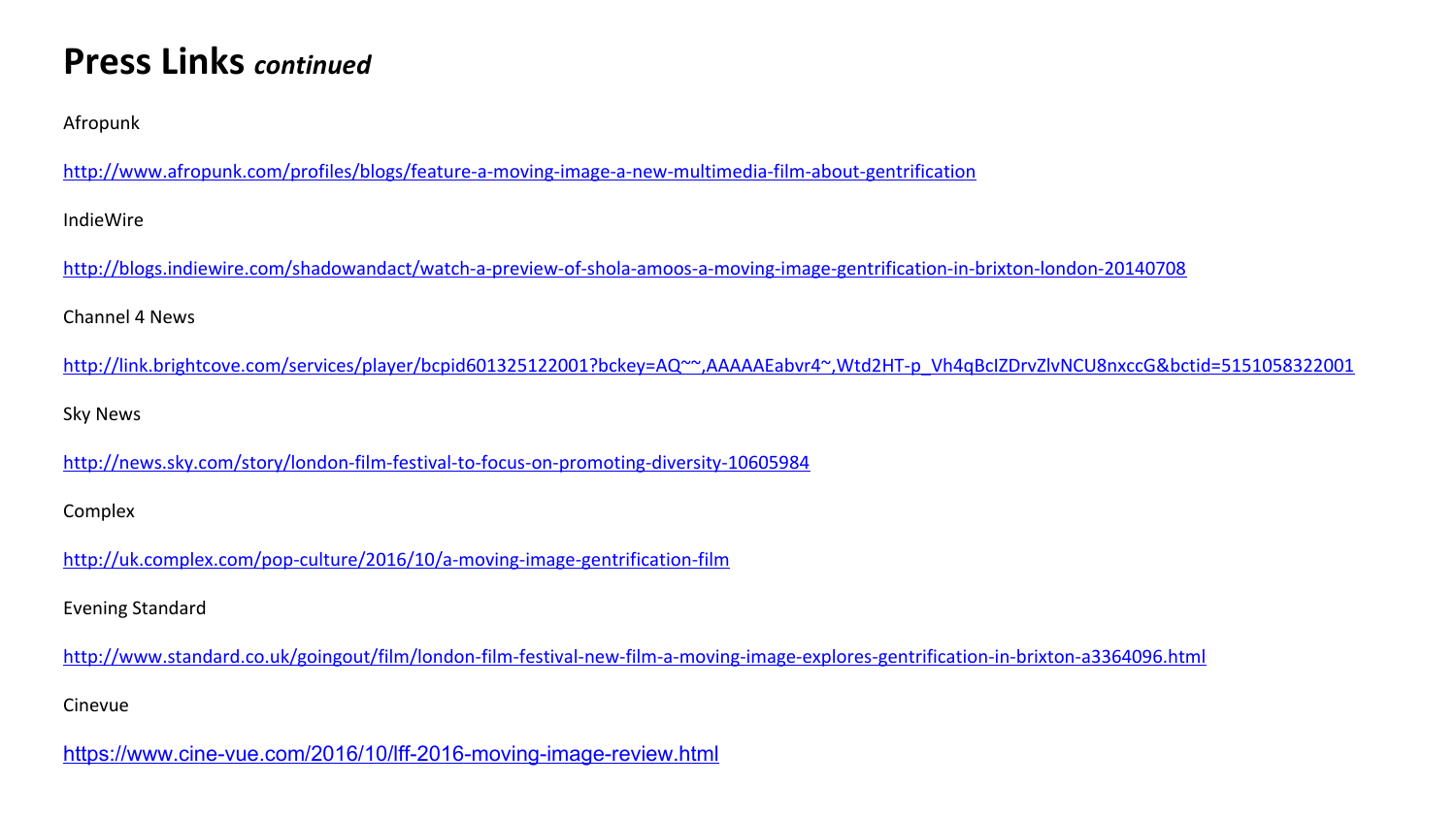# Press Links *continued*

Afropunk

http://www.afropunk.com/profiles/blogs/feature-a-moving-image-a-new-multimedia-film-about-gentrification

IndieWire

http://blogs.indiewire.com/shadowandact/watch-a-preview-of-shola-amoos-a-moving-image-gentrification-in-brixton-london-20140708

Channel 4 News

http://link.brightcove.com/services/player/bcpid601325122001?bckey=AQ~~,AAAAAEabvr4~,Wtd2HT-p_Vh4qBcIZDrvZlvNCU8nxccG&bctid=5151058322001

Sky News

http://news.sky.com/story/london-film-festival-to-focus-on-promoting-diversity-10605984

Complex

http://uk.complex.com/pop-culture/2016/10/a-moving-image-gentrification-film

Evening Standard

http://www.standard.co.uk/goingout/film/london-film-festival-new-film-a-moving-image-explores-gentrification-in-brixton-a3364096.html

Cinevue

https://www.cine-vue.com/2016/10/lff-2016-moving-image-review.html